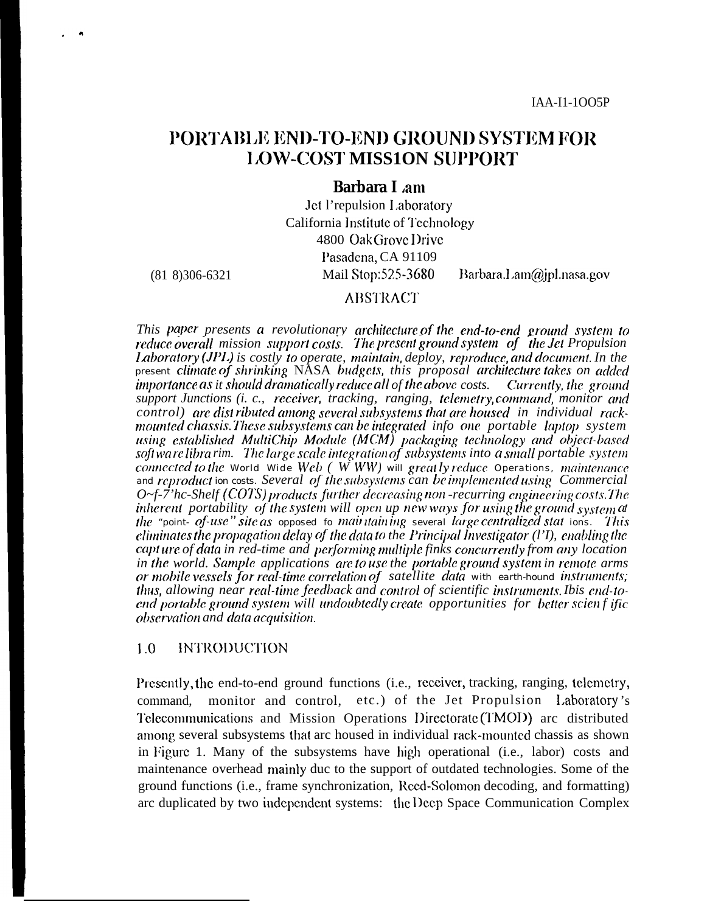IAA-I1-1OO5P

# PORTABLE END-TO-END GROUND SYSTEM FOR LOW-COST MISSION SUPPORT

**Barbara Lam**

Jet Propulsion Laboratory
California Institute of Technology
4800 Oak Grove Drive
Pasadena, CA 91109

(818)306-6321 Mail Stop:525-3680 Barbara.Lam@jpl.nasa.gov

## ABSTRACT

*This paper presents a revolutionary architecture of the end-to-end ground system to reduce overall mission support costs. The present ground system of the Jet Propulsion Laboratory (JPL) is costly to operate, maintain, deploy, reproduce, and document. In the present climate of shrinking NASA budgets, this proposal architecture takes on added importance as it should dramatically reduce all of the above costs. Currently, the ground support Junctions (i. c., receiver, tracking, ranging, telemetry, command, monitor and control) are distributed among several subsystems that are housed in individual rack-mounted chassis. These subsystems can be integrated info one portable laptop system using established MultiChip Module (MCM) packaging technology and object-based software librarim. The large scale integration of subsystems into a small portable system connected to the World Wide Web (WWW) will greatly reduce Operations, maintenance and reproduction costs. Several of the subsystems can be implemented using Commercial O~f-7'hc-Shelf (COTS) products further decreasing non-recurring engineering costs. The inherent portability of the system will open up new ways for using the ground system at the "point-of-use" site as opposed to maintaining several large centralized stations. This eliminates the propagation delay of the data to the Principal Investigator (PI), enabling the capture of data in red-time and performing multiple finks concurrently from any location in the world. Sample applications are to use the portable ground system in remote arms or mobile vessels for real-time correlation of satellite data with earth-hound instruments; thus, allowing near real-time feedback and control of scientific instruments. Ibis end-to-end portable ground system will undoubtedly create opportunities for better scientific observation and data acquisition.*

## 1.0 INTRODUCTION

Presently, the end-to-end ground functions (i.e., receiver, tracking, ranging, telemetry, command, monitor and control, etc.) of the Jet Propulsion Laboratory's Telecommunications and Mission Operations Directorate (TMOD) arc distributed among several subsystems that arc housed in individual rack-mounted chassis as shown in Figure 1. Many of the subsystems have high operational (i.e., labor) costs and maintenance overhead mainly duc to the support of outdated technologies. Some of the ground functions (i.e., frame synchronization, Reed-Solomon decoding, and formatting) arc duplicated by two independent systems: the Deep Space Communication Complex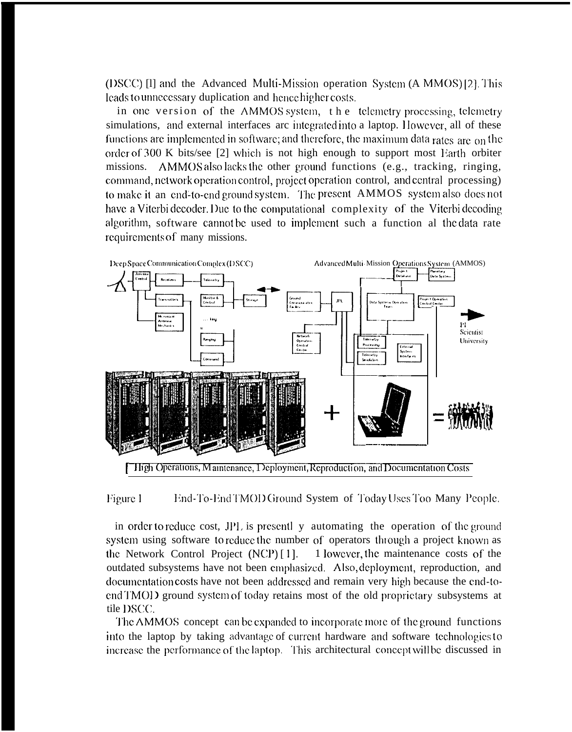(DSCC) [1] and the Advanced Multi-Mission operation System (A MMOS) [2]. This leads to unnecessary duplication and hence higher costs.

in one version of the AMMOS system, the telemetry processing, telemetry simulations, and external interfaces are integrated into a laptop. However, all of these functions are implemented in software; and therefore, the maximum data rates are on the order of 300 K bits/see [2] which is not high enough to support most Earth orbiter missions. AMMOS also lacks the other ground functions (e.g., tracking, ringing, command, network operation control, project operation control, and central processing) to make it an end-to-end ground system. The present AMMOS system also does not have a Viterbi decoder. Due to the computational complexity of the Viterbi decoding algorithm, software cannot be used to implement such a function al the data rate requirements of many missions.

Deep Space Communication Complex (DSCC) — Advanced Multi-Mission Operations System (AMMOS)

High Operations, Maintenance, Deployment, Reproduction, and Documentation Costs

Figure 1 End-To-End TMOD Ground System of Today Uses Too Many People.

in order to reduce cost, JPL is presentl y automating the operation of the ground system using software to reduce the number of operators through a project known as the Network Control Project (NCP) [1]. However, the maintenance costs of the outdated subsystems have not been emphasized. Also, deployment, reproduction, and documentation costs have not been addressed and remain very high because the end-to-end TMOD ground system of today retains most of the old proprietary subsystems at tile DSCC.

The AMMOS concept can be expanded to incorporate more of the ground functions into the laptop by taking advantage of current hardware and software technologies to increase the performance of the laptop. This architectural concept will be discussed in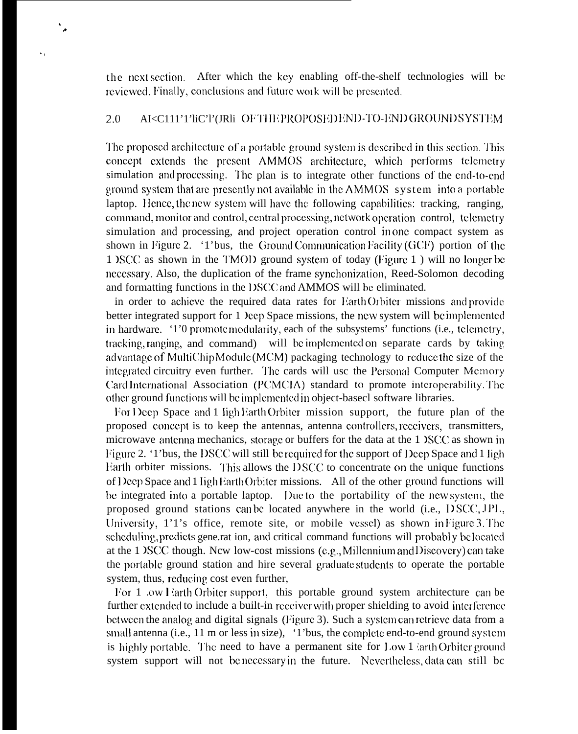the next section. After which the key enabling off-the-shelf technologies will be reviewed. Finally, conclusions and future work will be presented.

## 2.0 ARCHITECTURE OF THE PROPOSED END-TO-END GROUND SYSTEM

The proposed architecture of a portable ground system is described in this section. This concept extends the present AMMOS architecture, which performs telemetry simulation and processing. The plan is to integrate other functions of the end-to-end ground system that are presently not available in the AMMOS system into a portable laptop. Hence, the new system will have the following capabilities: tracking, ranging, command, monitor and control, central processing, network operation control, telemetry simulation and processing, and project operation control in one compact system as shown in Figure 2. Thus, the Ground Communication Facility (GCF) portion of the DSCC as shown in the TMOD ground system of today (Figure 1) will no longer be necessary. Also, the duplication of the frame synchonization, Reed-Solomon decoding and formatting functions in the DSCC and AMMOS will be eliminated.

In order to achieve the required data rates for Earth Orbiter missions and provide better integrated support for Deep Space missions, the new system will be implemented in hardware. To promote modularity, each of the subsystems' functions (i.e., telemetry, tracking, ranging, and command) will be implemented on separate cards by taking advantage of MultiChip Module (MCM) packaging technology to reduce the size of the integrated circuitry even further. The cards will use the Personal Computer Memory Card International Association (PCMCIA) standard to promote interoperability. The other ground functions will be implemented in object-based software libraries.

For Deep Space and High Earth Orbiter mission support, the future plan of the proposed concept is to keep the antennas, antenna controllers, receivers, transmitters, microwave antenna mechanics, storage or buffers for the data at the DSCC as shown in Figure 2. Thus, the DSCC will still be required for the support of Deep Space and High Earth orbiter missions. This allows the DSCC to concentrate on the unique functions of Deep Space and High Earth Orbiter missions. All of the other ground functions will be integrated into a portable laptop. Due to the portability of the new system, the proposed ground stations can be located anywhere in the world (i.e., DSCC, JPL, University, PI's office, remote site, or mobile vessel) as shown in Figure 3. The scheduling, predicts generation, and critical command functions will probably be located at the DSCC though. New low-cost missions (e.g., Millennium and Discovery) can take the portable ground station and hire several graduate students to operate the portable system, thus, reducing cost even further,

For Low Earth Orbiter support, this portable ground system architecture can be further extended to include a built-in receiver with proper shielding to avoid interference between the analog and digital signals (Figure 3). Such a system can retrieve data from a small antenna (i.e., 11 m or less in size), Thus, the complete end-to-end ground system is highly portable. The need to have a permanent site for Low Earth Orbiter ground system support will not be necessary in the future. Nevertheless, data can still be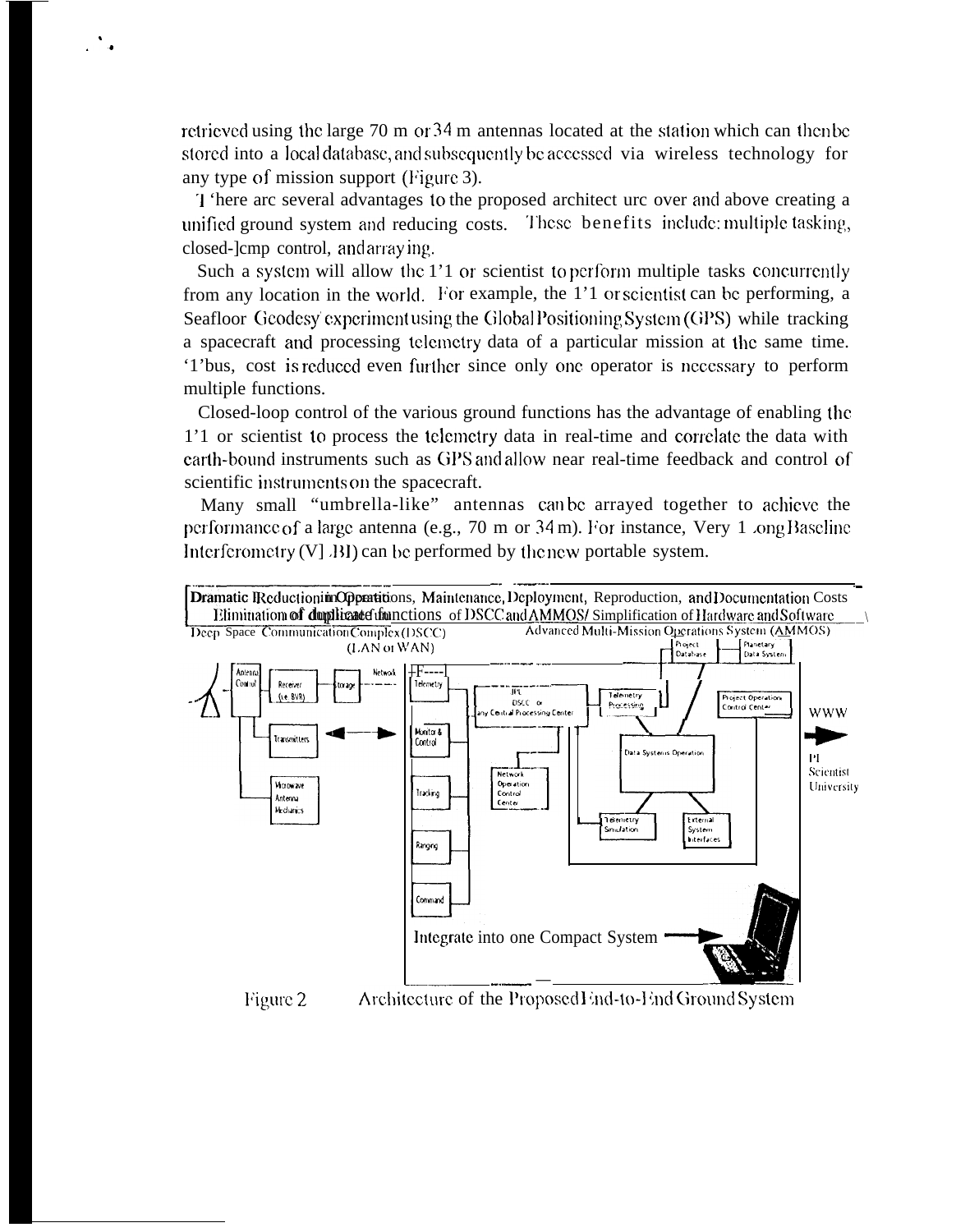retrieved using the large 70 m or 34 m antennas located at the station which can then be stored into a local database, and subsequently be accessed via wireless technology for any type of mission support (Figure 3).

There are several advantages to the proposed architecture over and above creating a unified ground system and reducing costs. These benefits include: multiple tasking, closed-loop control, and arraying.

Such a system will allow the PI or scientist to perform multiple tasks concurrently from any location in the world. For example, the PI or scientist can be performing, a Seafloor Geodesy experiment using the Global Positioning System (GPS) while tracking a spacecraft and processing telemetry data of a particular mission at the same time. Thus, cost is reduced even further since only one operator is necessary to perform multiple functions.

Closed-loop control of the various ground functions has the advantage of enabling the PI or scientist to process the telemetry data in real-time and correlate the data with earth-bound instruments such as GPS and allow near real-time feedback and control of scientific instruments on the spacecraft.

Many small "umbrella-like" antennas can be arrayed together to achieve the performance of a large antenna (e.g., 70 m or 34 m). For instance, Very Long Baseline Interferometry (VLBI) can be performed by the new portable system.

**Dramatic Reduction in Operations, Maintenance, Deployment, Reproduction, and Documentation Costs**
**Elimination of duplicate functions** of DSCC and AMMOS/ Simplification of Hardware and Software

Deep Space Communication Complex (DSCC) (LAN or WAN) — Advanced Multi-Mission Operations System (AMMOS)

Antenna Control, Receiver (i.e. BVR), Storage, Network, Transmitters, Microwave Antenna Mechanics, Telemetry, Monitor & Control, Tracking, Ranging, Command, JPL DSCC or any Central Processing Center, Network Operation Control Center, Telemetry Processing, Project Database, Planetary Data System, Project Operations Control Center, Data Systems Operation, Telemetry Simulation, External System Interfaces, WWW, PI Scientist University

Integrate into one Compact System

Figure 2 Architecture of the Proposed End-to-End Ground System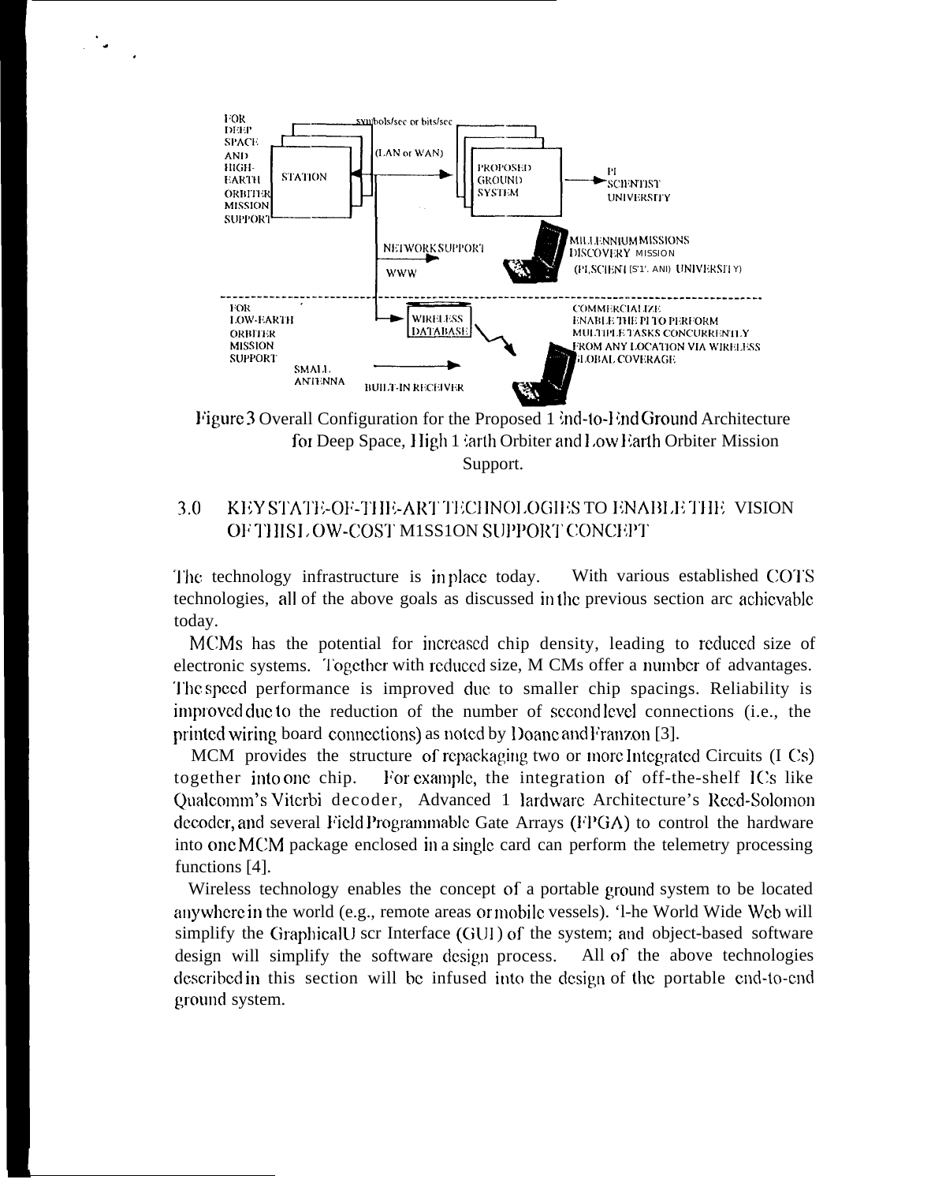Figure 3 Overall Configuration for the Proposed End-to-End Ground Architecture for Deep Space, High Earth Orbiter and Low Earth Orbiter Mission Support.

## 3.0 KEY STATE-OF-THE-ART TECHNOLOGIES TO ENABLE THE VISION OF THIS LOW-COST MISSION SUPPORT CONCEPT

The technology infrastructure is in place today. With various established COTS technologies, all of the above goals as discussed in the previous section are achievable today.

MCMs has the potential for increased chip density, leading to reduced size of electronic systems. Together with reduced size, MCMs offer a number of advantages. The speed performance is improved due to smaller chip spacings. Reliability is improved due to the reduction of the number of second level connections (i.e., the printed wiring board connections) as noted by Doane and Franzon [3].

MCM provides the structure of repackaging two or more Integrated Circuits (ICs) together into one chip. For example, the integration of off-the-shelf ICs like Qualcomm's Viterbi decoder, Advanced Hardware Architecture's Reed-Solomon decoder, and several Field Programmable Gate Arrays (FPGA) to control the hardware into one MCM package enclosed in a single card can perform the telemetry processing functions [4].

Wireless technology enables the concept of a portable ground system to be located anywhere in the world (e.g., remote areas or mobile vessels). The World Wide Web will simplify the Graphical User Interface (GUI) of the system; and object-based software design will simplify the software design process. All of the above technologies described in this section will be infused into the design of the portable end-to-end ground system.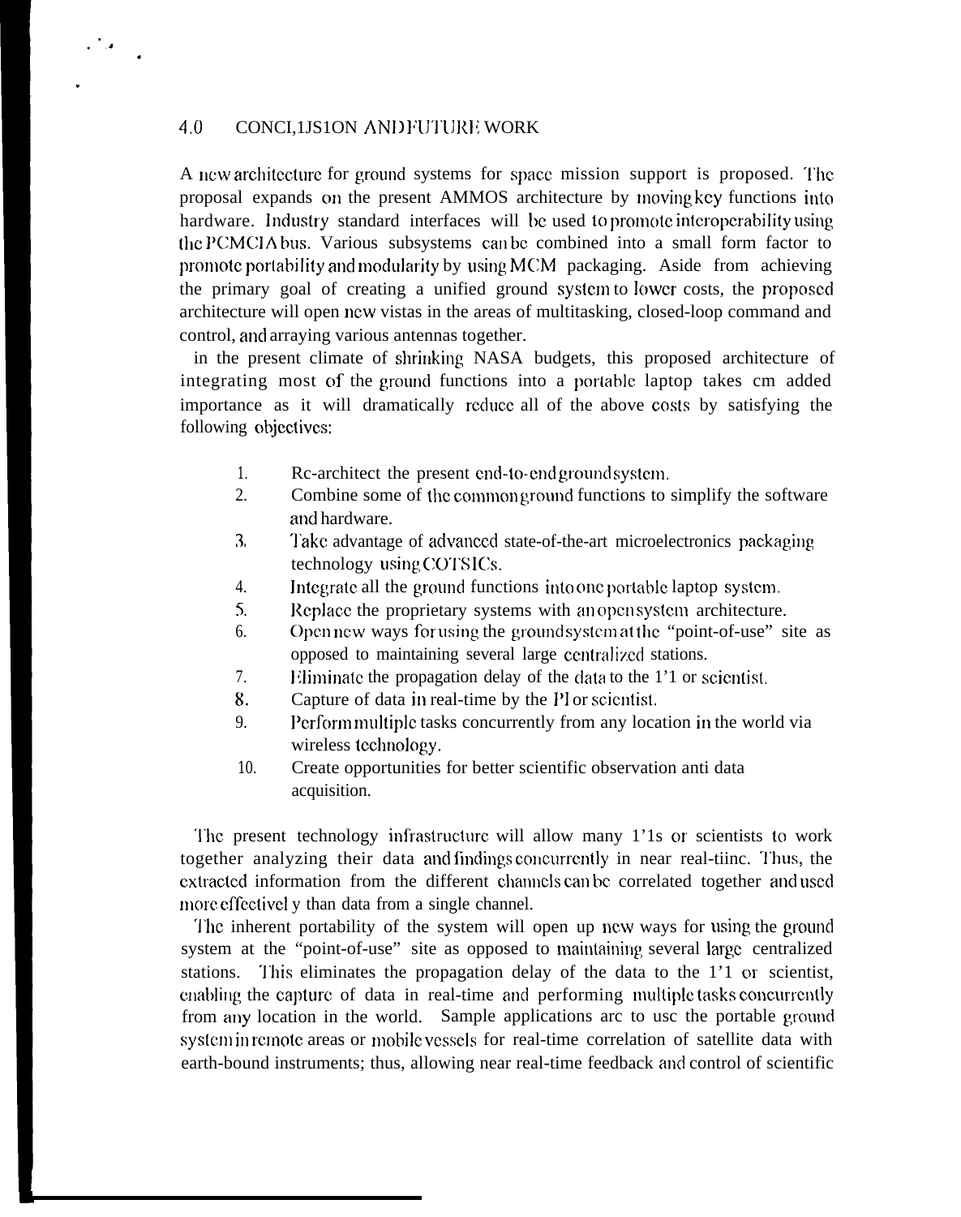## 4.0 CONCLUSION AND FUTURE WORK

A new architecture for ground systems for space mission support is proposed. The proposal expands on the present AMMOS architecture by moving key functions into hardware. Industry standard interfaces will be used to promote interoperability using the PCMCIA bus. Various subsystems can be combined into a small form factor to promote portability and modularity by using MCM packaging. Aside from achieving the primary goal of creating a unified ground system to lower costs, the proposed architecture will open new vistas in the areas of multitasking, closed-loop command and control, and arraying various antennas together.

in the present climate of shrinking NASA budgets, this proposed architecture of integrating most of the ground functions into a portable laptop takes cm added importance as it will dramatically reduce all of the above costs by satisfying the following objectives:

1. Re-architect the present end-to-end ground system.
2. Combine some of the common ground functions to simplify the software and hardware.
3. Take advantage of advanced state-of-the-art microelectronics packaging technology using COTS ICs.
4. Integrate all the ground functions into one portable laptop system.
5. Replace the proprietary systems with an open system architecture.
6. Open new ways for using the ground system at the "point-of-use" site as opposed to maintaining several large centralized stations.
7. Eliminate the propagation delay of the data to the 1'1 or scientist.
8. Capture of data in real-time by the PI or scientist.
9. Perform multiple tasks concurrently from any location in the world via wireless technology.
10. Create opportunities for better scientific observation anti data acquisition.

The present technology infrastructure will allow many 1'1s or scientists to work together analyzing their data and findings concurrently in near real-tiinc. Thus, the extracted information from the different channels can be correlated together and used more effectivel y than data from a single channel.

The inherent portability of the system will open up new ways for using the ground system at the "point-of-use" site as opposed to maintaining several large centralized stations. This eliminates the propagation delay of the data to the 1'1 or scientist, enabling the capture of data in real-time and performing multiple tasks concurrently from any location in the world. Sample applications arc to usc the portable ground system in remote areas or mobile vessels for real-time correlation of satellite data with earth-bound instruments; thus, allowing near real-time feedback and control of scientific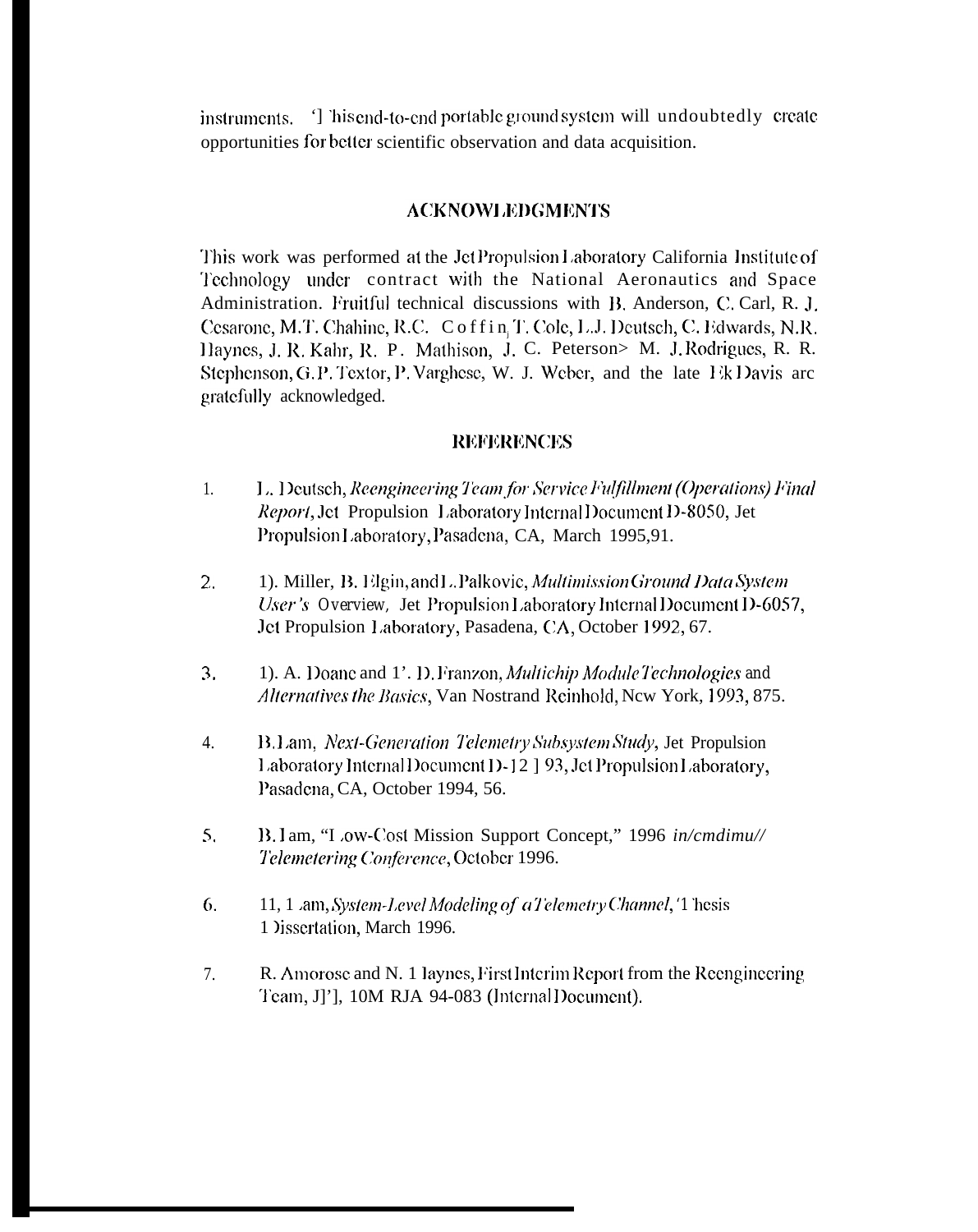instruments. This end-to-end portable ground system will undoubtedly create opportunities for better scientific observation and data acquisition.

## ACKNOWLEDGMENTS

This work was performed at the Jet Propulsion Laboratory California Institute of Technology under contract with the National Aeronautics and Space Administration. Fruitful technical discussions with B. Anderson, C. Carl, R. J. Cesarone, M.T. Chahine, R.C. Coffin, T. Cole, L.J. Deutsch, C. Edwards, N.R. Haynes, J. R. Kahr, R. P. Mathison, J. C. Peterson, M. J. Rodrigues, R. R. Stephenson, G.P. Textor, P. Varghese, W. J. Weber, and the late Ek Davis are gratefully acknowledged.

## REFERENCES

1. L. Deutsch, *Reengineering Team for Service Fulfillment (Operations) Final Report*, Jet Propulsion Laboratory Internal Document D-8050, Jet Propulsion Laboratory, Pasadena, CA, March 1995, 91.

2. D. Miller, B. Elgin, and L. Palkovic, *Multimission Ground Data System User's* Overview, Jet Propulsion Laboratory Internal Document D-6057, Jet Propulsion Laboratory, Pasadena, CA, October 1992, 67.

3. D. A. Doane and P. D. Franzon, *Multichip Module Technologies* and *Alternatives the Basics*, Van Nostrand Reinhold, New York, 1993, 875.

4. B. Lam, *Next-Generation Telemetry Subsystem Study*, Jet Propulsion Laboratory Internal Document D-12193, Jet Propulsion Laboratory, Pasadena, CA, October 1994, 56.

5. B. Lam, "Low-Cost Mission Support Concept," 1996 *International Telemetering Conference*, October 1996.

6. B. Lam, *System-Level Modeling of a Telemetry Channel*, Thesis Dissertation, March 1996.

7. R. Amorose and N. Haynes, First Interim Report from the Reengineering Team, JPL, IOM RJA 94-083 (Internal Document).